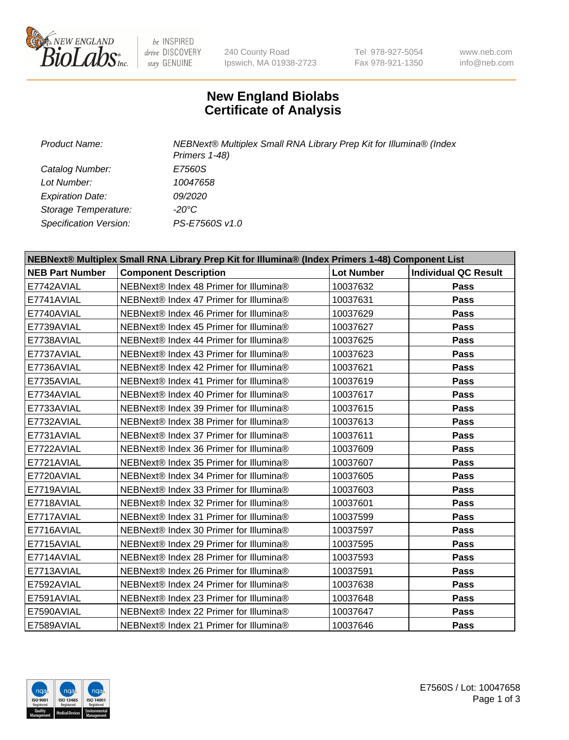# New England Biolabs
# Certificate of Analysis

| | |
|---|---|
| *Product Name:* | *NEBNext® Multiplex Small RNA Library Prep Kit for Illumina® (Index Primers 1-48)* |
| *Catalog Number:* | *E7560S* |
| *Lot Number:* | *10047658* |
| *Expiration Date:* | *09/2020* |
| *Storage Temperature:* | *-20°C* |
| *Specification Version:* | *PS-E7560S v1.0* |

| NEBNext® Multiplex Small RNA Library Prep Kit for Illumina® (Index Primers 1-48) Component List | | | |
|---|---|---|---|
| **NEB Part Number** | **Component Description** | **Lot Number** | **Individual QC Result** |
| E7742AVIAL | NEBNext® Index 48 Primer for Illumina® | 10037632 | **Pass** |
| E7741AVIAL | NEBNext® Index 47 Primer for Illumina® | 10037631 | **Pass** |
| E7740AVIAL | NEBNext® Index 46 Primer for Illumina® | 10037629 | **Pass** |
| E7739AVIAL | NEBNext® Index 45 Primer for Illumina® | 10037627 | **Pass** |
| E7738AVIAL | NEBNext® Index 44 Primer for Illumina® | 10037625 | **Pass** |
| E7737AVIAL | NEBNext® Index 43 Primer for Illumina® | 10037623 | **Pass** |
| E7736AVIAL | NEBNext® Index 42 Primer for Illumina® | 10037621 | **Pass** |
| E7735AVIAL | NEBNext® Index 41 Primer for Illumina® | 10037619 | **Pass** |
| E7734AVIAL | NEBNext® Index 40 Primer for Illumina® | 10037617 | **Pass** |
| E7733AVIAL | NEBNext® Index 39 Primer for Illumina® | 10037615 | **Pass** |
| E7732AVIAL | NEBNext® Index 38 Primer for Illumina® | 10037613 | **Pass** |
| E7731AVIAL | NEBNext® Index 37 Primer for Illumina® | 10037611 | **Pass** |
| E7722AVIAL | NEBNext® Index 36 Primer for Illumina® | 10037609 | **Pass** |
| E7721AVIAL | NEBNext® Index 35 Primer for Illumina® | 10037607 | **Pass** |
| E7720AVIAL | NEBNext® Index 34 Primer for Illumina® | 10037605 | **Pass** |
| E7719AVIAL | NEBNext® Index 33 Primer for Illumina® | 10037603 | **Pass** |
| E7718AVIAL | NEBNext® Index 32 Primer for Illumina® | 10037601 | **Pass** |
| E7717AVIAL | NEBNext® Index 31 Primer for Illumina® | 10037599 | **Pass** |
| E7716AVIAL | NEBNext® Index 30 Primer for Illumina® | 10037597 | **Pass** |
| E7715AVIAL | NEBNext® Index 29 Primer for Illumina® | 10037595 | **Pass** |
| E7714AVIAL | NEBNext® Index 28 Primer for Illumina® | 10037593 | **Pass** |
| E7713AVIAL | NEBNext® Index 26 Primer for Illumina® | 10037591 | **Pass** |
| E7592AVIAL | NEBNext® Index 24 Primer for Illumina® | 10037638 | **Pass** |
| E7591AVIAL | NEBNext® Index 23 Primer for Illumina® | 10037648 | **Pass** |
| E7590AVIAL | NEBNext® Index 22 Primer for Illumina® | 10037647 | **Pass** |
| E7589AVIAL | NEBNext® Index 21 Primer for Illumina® | 10037646 | **Pass** |

E7560S / Lot: 10047658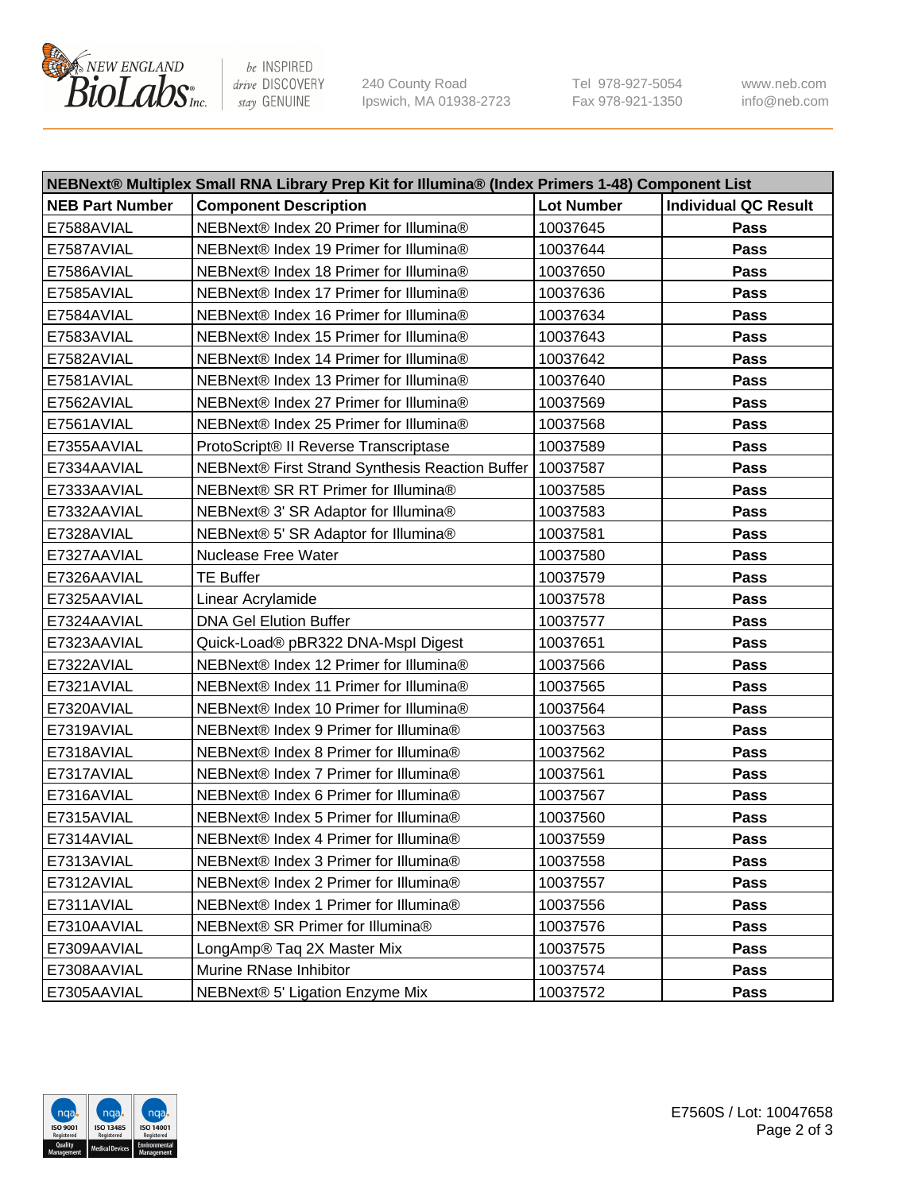| NEBNext® Multiplex Small RNA Library Prep Kit for Illumina® (Index Primers 1-48) Component List | | | |
|---|---|---|---|
| **NEB Part Number** | **Component Description** | **Lot Number** | **Individual QC Result** |
| E7588AVIAL | NEBNext® Index 20 Primer for Illumina® | 10037645 | **Pass** |
| E7587AVIAL | NEBNext® Index 19 Primer for Illumina® | 10037644 | **Pass** |
| E7586AVIAL | NEBNext® Index 18 Primer for Illumina® | 10037650 | **Pass** |
| E7585AVIAL | NEBNext® Index 17 Primer for Illumina® | 10037636 | **Pass** |
| E7584AVIAL | NEBNext® Index 16 Primer for Illumina® | 10037634 | **Pass** |
| E7583AVIAL | NEBNext® Index 15 Primer for Illumina® | 10037643 | **Pass** |
| E7582AVIAL | NEBNext® Index 14 Primer for Illumina® | 10037642 | **Pass** |
| E7581AVIAL | NEBNext® Index 13 Primer for Illumina® | 10037640 | **Pass** |
| E7562AVIAL | NEBNext® Index 27 Primer for Illumina® | 10037569 | **Pass** |
| E7561AVIAL | NEBNext® Index 25 Primer for Illumina® | 10037568 | **Pass** |
| E7355AAVIAL | ProtoScript® II Reverse Transcriptase | 10037589 | **Pass** |
| E7334AAVIAL | NEBNext® First Strand Synthesis Reaction Buffer | 10037587 | **Pass** |
| E7333AAVIAL | NEBNext® SR RT Primer for Illumina® | 10037585 | **Pass** |
| E7332AAVIAL | NEBNext® 3' SR Adaptor for Illumina® | 10037583 | **Pass** |
| E7328AVIAL | NEBNext® 5' SR Adaptor for Illumina® | 10037581 | **Pass** |
| E7327AAVIAL | Nuclease Free Water | 10037580 | **Pass** |
| E7326AAVIAL | TE Buffer | 10037579 | **Pass** |
| E7325AAVIAL | Linear Acrylamide | 10037578 | **Pass** |
| E7324AAVIAL | DNA Gel Elution Buffer | 10037577 | **Pass** |
| E7323AAVIAL | Quick-Load® pBR322 DNA-MspI Digest | 10037651 | **Pass** |
| E7322AVIAL | NEBNext® Index 12 Primer for Illumina® | 10037566 | **Pass** |
| E7321AVIAL | NEBNext® Index 11 Primer for Illumina® | 10037565 | **Pass** |
| E7320AVIAL | NEBNext® Index 10 Primer for Illumina® | 10037564 | **Pass** |
| E7319AVIAL | NEBNext® Index 9 Primer for Illumina® | 10037563 | **Pass** |
| E7318AVIAL | NEBNext® Index 8 Primer for Illumina® | 10037562 | **Pass** |
| E7317AVIAL | NEBNext® Index 7 Primer for Illumina® | 10037561 | **Pass** |
| E7316AVIAL | NEBNext® Index 6 Primer for Illumina® | 10037567 | **Pass** |
| E7315AVIAL | NEBNext® Index 5 Primer for Illumina® | 10037560 | **Pass** |
| E7314AVIAL | NEBNext® Index 4 Primer for Illumina® | 10037559 | **Pass** |
| E7313AVIAL | NEBNext® Index 3 Primer for Illumina® | 10037558 | **Pass** |
| E7312AVIAL | NEBNext® Index 2 Primer for Illumina® | 10037557 | **Pass** |
| E7311AVIAL | NEBNext® Index 1 Primer for Illumina® | 10037556 | **Pass** |
| E7310AAVIAL | NEBNext® SR Primer for Illumina® | 10037576 | **Pass** |
| E7309AAVIAL | LongAmp® Taq 2X Master Mix | 10037575 | **Pass** |
| E7308AAVIAL | Murine RNase Inhibitor | 10037574 | **Pass** |
| E7305AAVIAL | NEBNext® 5' Ligation Enzyme Mix | 10037572 | **Pass** |

E7560S / Lot: 10047658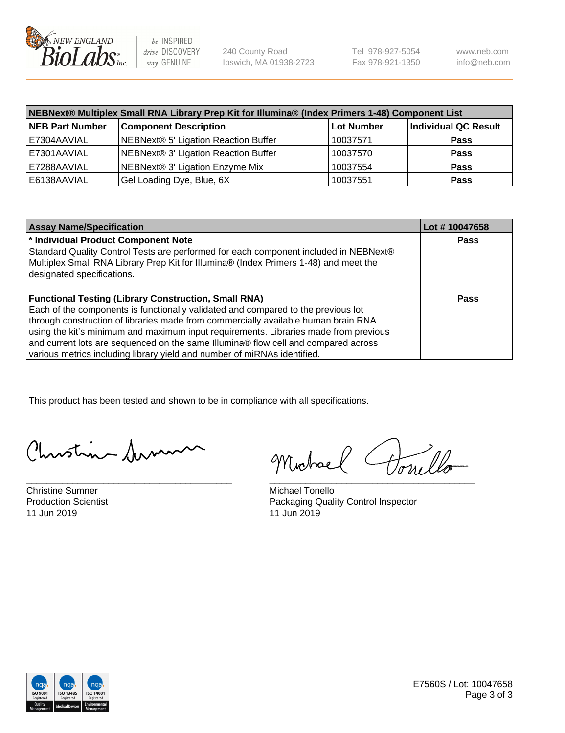New England BioLabs Inc. — be INSPIRED drive DISCOVERY stay GENUINE

240 County Road
Ipswich, MA 01938-2723

Tel 978-927-5054
Fax 978-921-1350

www.neb.com
info@neb.com

| NEBNext® Multiplex Small RNA Library Prep Kit for Illumina® (Index Primers 1-48) Component List | | | |
|---|---|---|---|
| **NEB Part Number** | **Component Description** | **Lot Number** | **Individual QC Result** |
| E7304AAVIAL | NEBNext® 5' Ligation Reaction Buffer | 10037571 | **Pass** |
| E7301AAVIAL | NEBNext® 3' Ligation Reaction Buffer | 10037570 | **Pass** |
| E7288AAVIAL | NEBNext® 3' Ligation Enzyme Mix | 10037554 | **Pass** |
| E6138AAVIAL | Gel Loading Dye, Blue, 6X | 10037551 | **Pass** |

| Assay Name/Specification | Lot # 10047658 |
|---|---|
| **\* Individual Product Component Note**<br>Standard Quality Control Tests are performed for each component included in NEBNext® Multiplex Small RNA Library Prep Kit for Illumina® (Index Primers 1-48) and meet the designated specifications. | **Pass** |
| **Functional Testing (Library Construction, Small RNA)**<br>Each of the components is functionally validated and compared to the previous lot through construction of libraries made from commercially available human brain RNA using the kit's minimum and maximum input requirements. Libraries made from previous and current lots are sequenced on the same Illumina® flow cell and compared across various metrics including library yield and number of miRNAs identified. | **Pass** |

This product has been tested and shown to be in compliance with all specifications.

Christine Sumner
Production Scientist
11 Jun 2019

Michael Tonello
Packaging Quality Control Inspector
11 Jun 2019

E7560S / Lot: 10047658